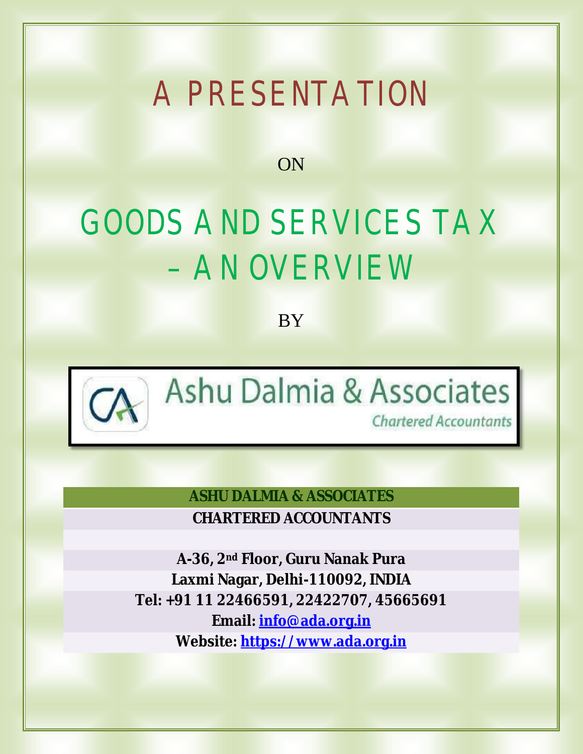# A PRESENTATION

ON

# GOODS AND SERVICES TAX – AN OVERVIEW

BY

Ashu Dalmia & Associates
Chartered Accountants

**ASHU DALMIA & ASSOCIATES**

**CHARTERED ACCOUNTANTS**

**A-36, 2nd Floor, Guru Nanak Pura**

**Laxmi Nagar, Delhi-110092, INDIA**

**Tel: +91 11 22466591, 22422707, 45665691**

**Email: info@ada.org.in**

**Website: https://www.ada.org.in**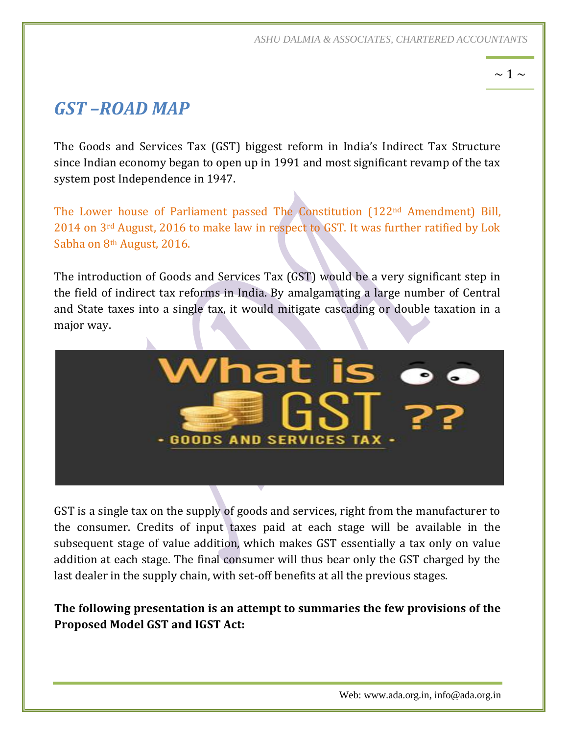# GST –ROAD MAP

The Goods and Services Tax (GST) biggest reform in India's Indirect Tax Structure since Indian economy began to open up in 1991 and most significant revamp of the tax system post Independence in 1947.

The Lower house of Parliament passed The Constitution (122nd Amendment) Bill, 2014 on 3rd August, 2016 to make law in respect to GST. It was further ratified by Lok Sabha on 8th August, 2016.

The introduction of Goods and Services Tax (GST) would be a very significant step in the field of indirect tax reforms in India. By amalgamating a large number of Central and State taxes into a single tax, it would mitigate cascading or double taxation in a major way.

GST is a single tax on the supply of goods and services, right from the manufacturer to the consumer. Credits of input taxes paid at each stage will be available in the subsequent stage of value addition, which makes GST essentially a tax only on value addition at each stage. The final consumer will thus bear only the GST charged by the last dealer in the supply chain, with set-off benefits at all the previous stages.

**The following presentation is an attempt to summaries the few provisions of the Proposed Model GST and IGST Act:**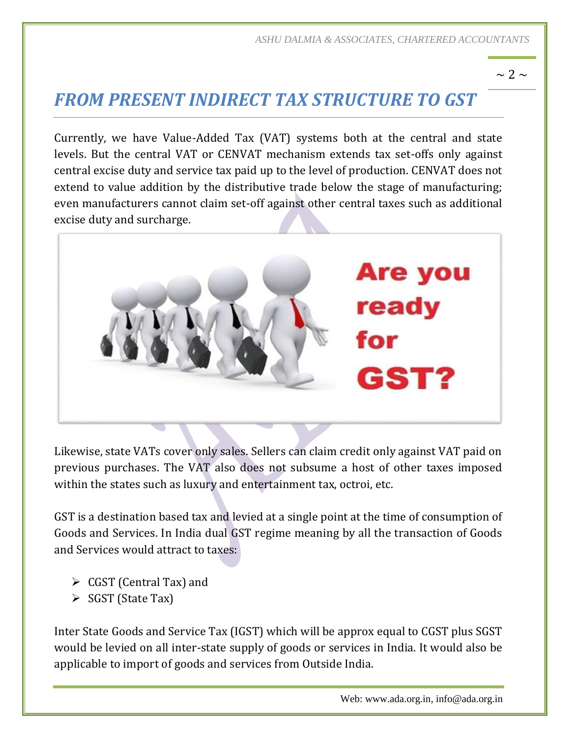# FROM PRESENT INDIRECT TAX STRUCTURE TO GST

Currently, we have Value-Added Tax (VAT) systems both at the central and state levels. But the central VAT or CENVAT mechanism extends tax set-offs only against central excise duty and service tax paid up to the level of production. CENVAT does not extend to value addition by the distributive trade below the stage of manufacturing; even manufacturers cannot claim set-off against other central taxes such as additional excise duty and surcharge.

Likewise, state VATs cover only sales. Sellers can claim credit only against VAT paid on previous purchases. The VAT also does not subsume a host of other taxes imposed within the states such as luxury and entertainment tax, octroi, etc.

GST is a destination based tax and levied at a single point at the time of consumption of Goods and Services. In India dual GST regime meaning by all the transaction of Goods and Services would attract to taxes:

- CGST (Central Tax) and
- SGST (State Tax)

Inter State Goods and Service Tax (IGST) which will be approx equal to CGST plus SGST would be levied on all inter-state supply of goods or services in India. It would also be applicable to import of goods and services from Outside India.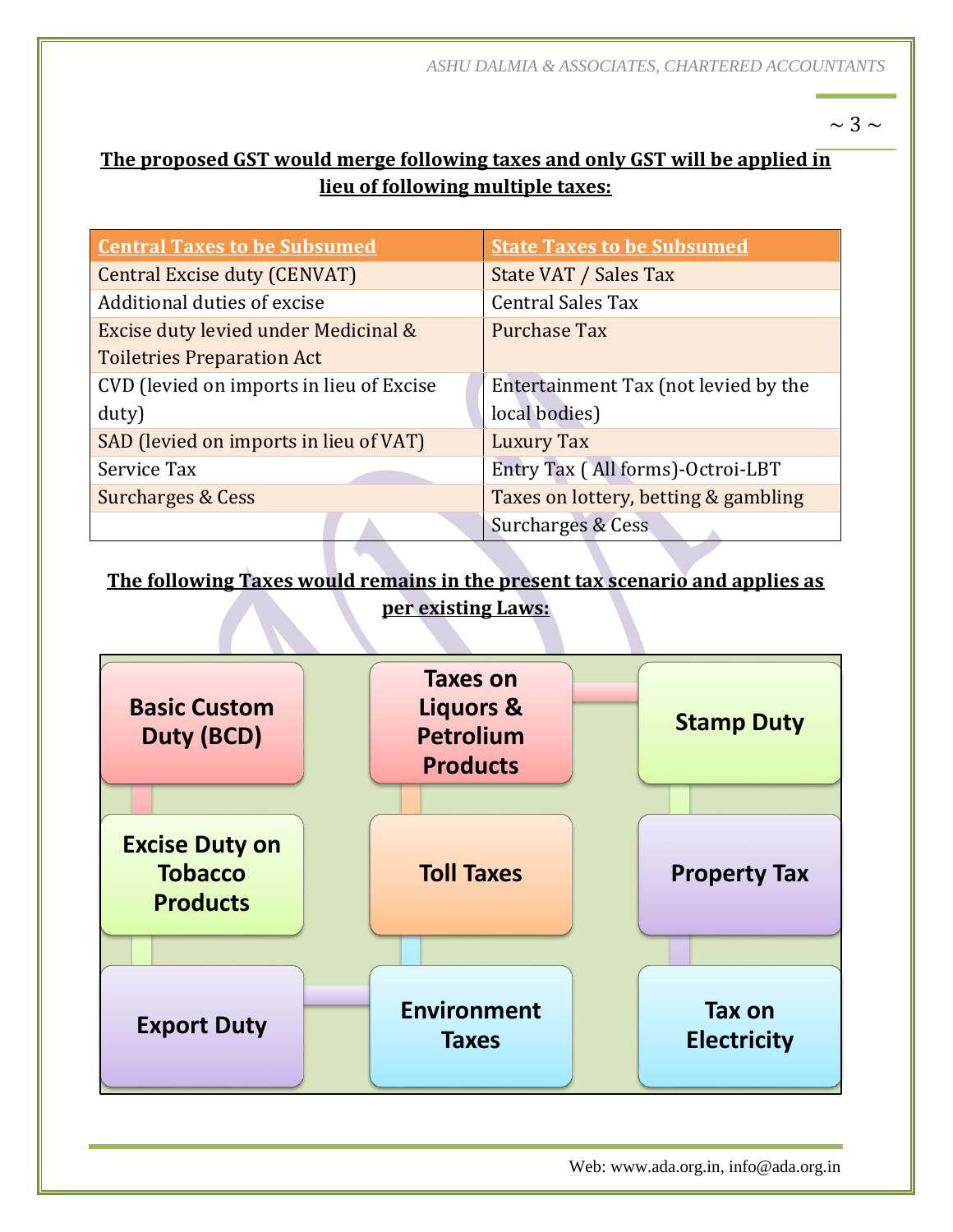**The proposed GST would merge following taxes and only GST will be applied in lieu of following multiple taxes:**

| Central Taxes to be Subsumed | State Taxes to be Subsumed |
|---|---|
| Central Excise duty (CENVAT) | State VAT / Sales Tax |
| Additional duties of excise | Central Sales Tax |
| Excise duty levied under Medicinal & Toiletries Preparation Act | Purchase Tax |
| CVD (levied on imports in lieu of Excise duty) | Entertainment Tax (not levied by the local bodies) |
| SAD (levied on imports in lieu of VAT) | Luxury Tax |
| Service Tax | Entry Tax ( All forms)-Octroi-LBT |
| Surcharges & Cess | Taxes on lottery, betting & gambling |
| | Surcharges & Cess |

**The following Taxes would remains in the present tax scenario and applies as per existing Laws:**

- Basic Custom Duty (BCD)
- Taxes on Liquors & Petrolium Products
- Stamp Duty
- Excise Duty on Tobacco Products
- Toll Taxes
- Property Tax
- Export Duty
- Environment Taxes
- Tax on Electricity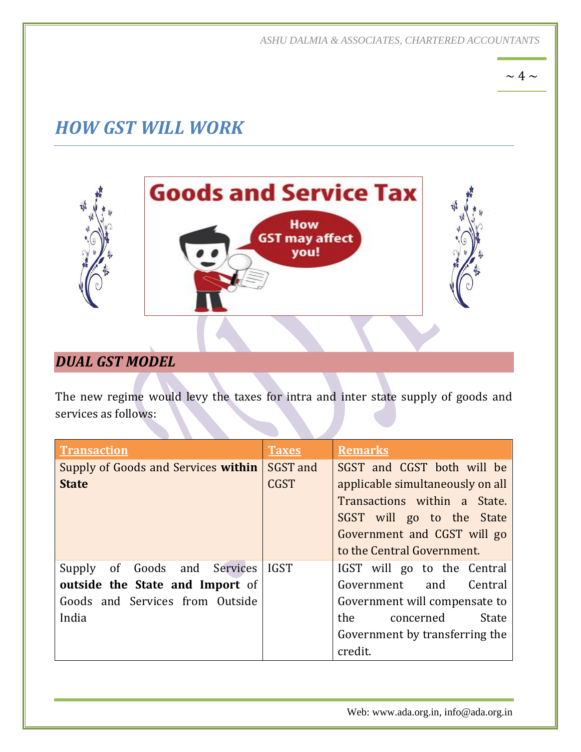# HOW GST WILL WORK

## DUAL GST MODEL

The new regime would levy the taxes for intra and inter state supply of goods and services as follows:

| Transaction | Taxes | Remarks |
|---|---|---|
| Supply of Goods and Services **within State** | SGST and CGST | SGST and CGST both will be applicable simultaneously on all Transactions within a State. SGST will go to the State Government and CGST will go to the Central Government. |
| Supply of Goods and Services **outside the State and Import** of Goods and Services from Outside India | IGST | IGST will go to the Central Government and Central Government will compensate to the concerned State Government by transferring the credit. |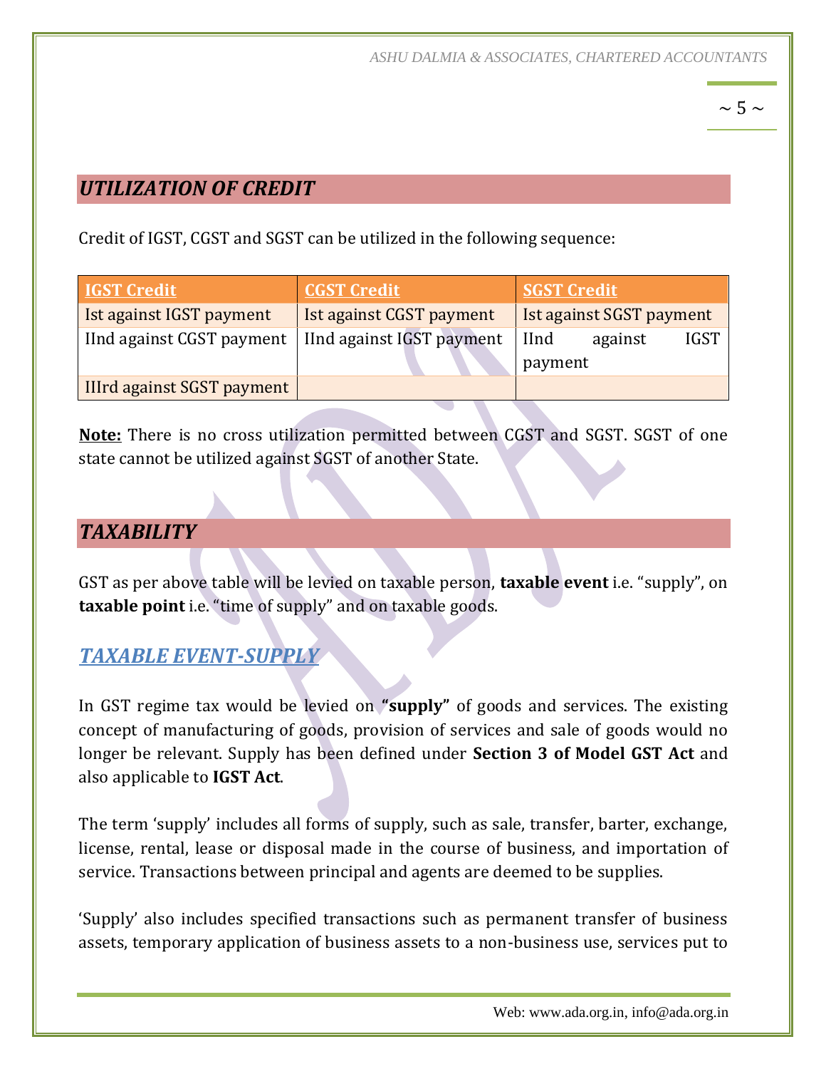## *UTILIZATION OF CREDIT*

Credit of IGST, CGST and SGST can be utilized in the following sequence:

| IGST Credit | CGST Credit | SGST Credit |
|---|---|---|
| Ist against IGST payment | Ist against CGST payment | Ist against SGST payment |
| IInd against CGST payment | IInd against IGST payment | IInd against IGST payment |
| IIIrd against SGST payment | | |

**Note:** There is no cross utilization permitted between CGST and SGST. SGST of one state cannot be utilized against SGST of another State.

## *TAXABILITY*

GST as per above table will be levied on taxable person, **taxable event** i.e. "supply", on **taxable point** i.e. "time of supply" and on taxable goods.

### *TAXABLE EVENT-SUPPLY*

In GST regime tax would be levied on **"supply"** of goods and services. The existing concept of manufacturing of goods, provision of services and sale of goods would no longer be relevant. Supply has been defined under **Section 3 of Model GST Act** and also applicable to **IGST Act**.

The term 'supply' includes all forms of supply, such as sale, transfer, barter, exchange, license, rental, lease or disposal made in the course of business, and importation of service. Transactions between principal and agents are deemed to be supplies.

'Supply' also includes specified transactions such as permanent transfer of business assets, temporary application of business assets to a non-business use, services put to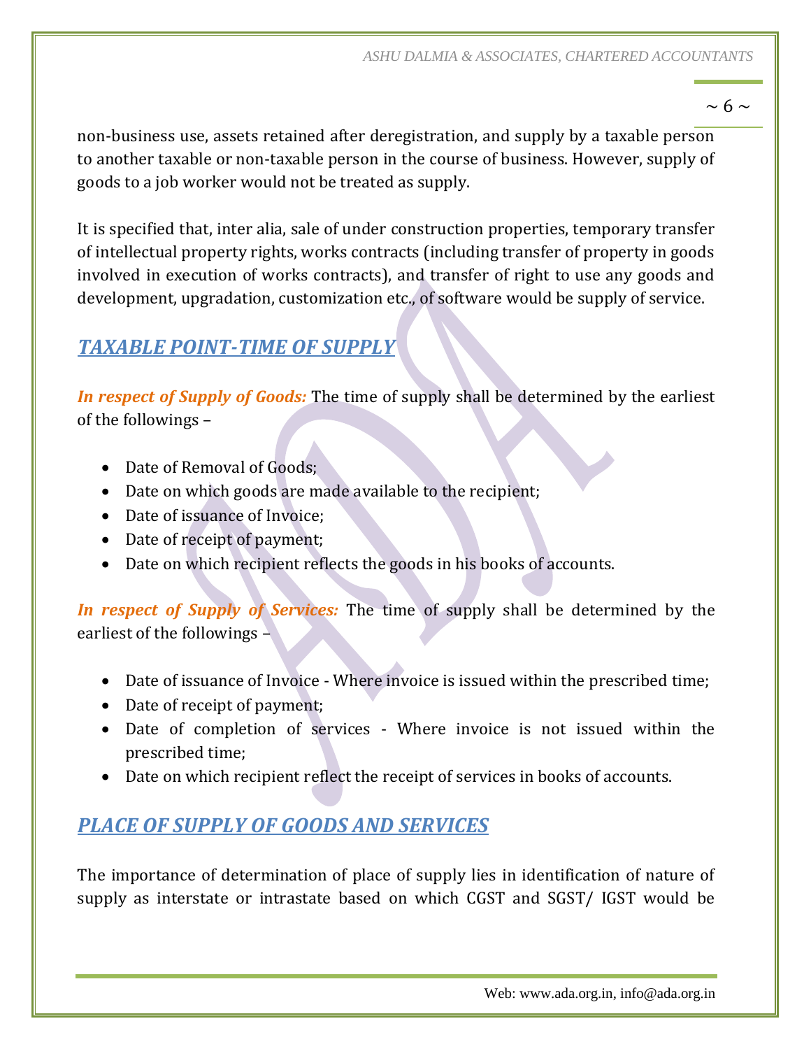non-business use, assets retained after deregistration, and supply by a taxable person to another taxable or non-taxable person in the course of business. However, supply of goods to a job worker would not be treated as supply.

It is specified that, inter alia, sale of under construction properties, temporary transfer of intellectual property rights, works contracts (including transfer of property in goods involved in execution of works contracts), and transfer of right to use any goods and development, upgradation, customization etc., of software would be supply of service.

## ***TAXABLE POINT-TIME OF SUPPLY***

***In respect of Supply of Goods:*** The time of supply shall be determined by the earliest of the followings –

- Date of Removal of Goods;
- Date on which goods are made available to the recipient;
- Date of issuance of Invoice;
- Date of receipt of payment;
- Date on which recipient reflects the goods in his books of accounts.

***In respect of Supply of Services:*** The time of supply shall be determined by the earliest of the followings –

- Date of issuance of Invoice - Where invoice is issued within the prescribed time;
- Date of receipt of payment;
- Date of completion of services - Where invoice is not issued within the prescribed time;
- Date on which recipient reflect the receipt of services in books of accounts.

## ***PLACE OF SUPPLY OF GOODS AND SERVICES***

The importance of determination of place of supply lies in identification of nature of supply as interstate or intrastate based on which CGST and SGST/ IGST would be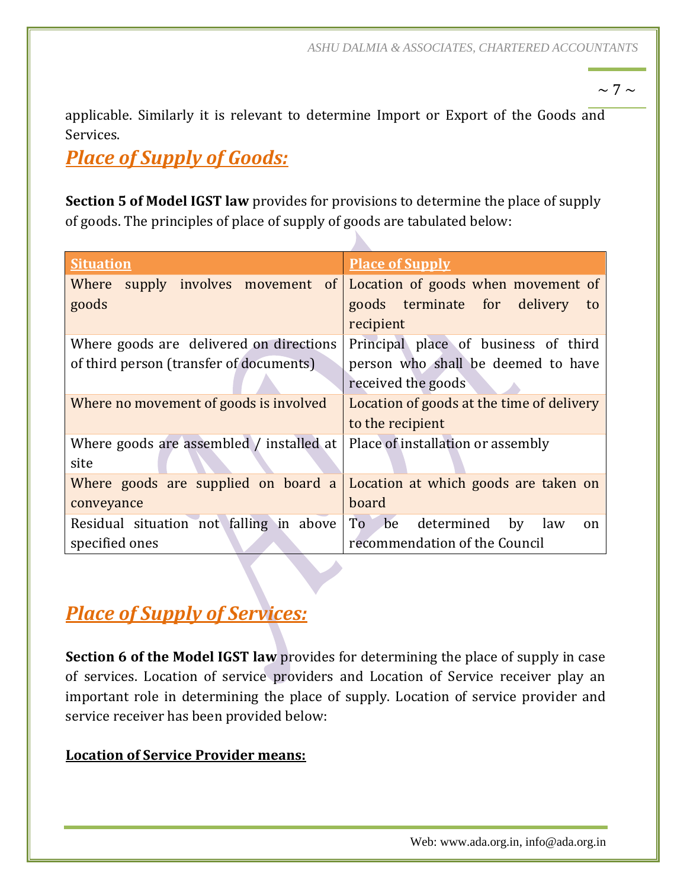applicable. Similarly it is relevant to determine Import or Export of the Goods and Services.

## ***Place of Supply of Goods:***

**Section 5 of Model IGST law** provides for provisions to determine the place of supply of goods. The principles of place of supply of goods are tabulated below:

| Situation | Place of Supply |
|---|---|
| Where supply involves movement of goods | Location of goods when movement of goods terminate for delivery to recipient |
| Where goods are delivered on directions of third person (transfer of documents) | Principal place of business of third person who shall be deemed to have received the goods |
| Where no movement of goods is involved | Location of goods at the time of delivery to the recipient |
| Where goods are assembled / installed at site | Place of installation or assembly |
| Where goods are supplied on board a conveyance | Location at which goods are taken on board |
| Residual situation not falling in above specified ones | To be determined by law on recommendation of the Council |

## ***Place of Supply of Services:***

**Section 6 of the Model IGST law** provides for determining the place of supply in case of services. Location of service providers and Location of Service receiver play an important role in determining the place of supply. Location of service provider and service receiver has been provided below:

**Location of Service Provider means:**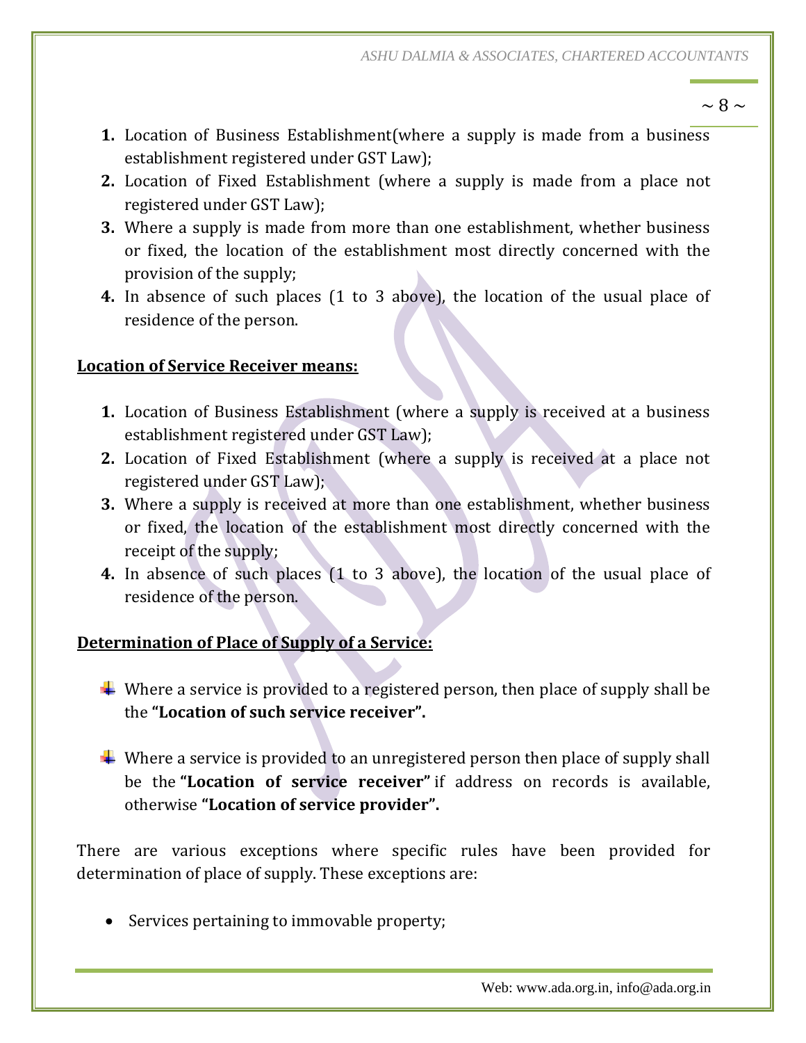1. **1.** Location of Business Establishment(where a supply is made from a business establishment registered under GST Law);
2. **2.** Location of Fixed Establishment (where a supply is made from a place not registered under GST Law);
3. **3.** Where a supply is made from more than one establishment, whether business or fixed, the location of the establishment most directly concerned with the provision of the supply;
4. **4.** In absence of such places (1 to 3 above), the location of the usual place of residence of the person.

**<u>Location of Service Receiver means:</u>**

1. **1.** Location of Business Establishment (where a supply is received at a business establishment registered under GST Law);
2. **2.** Location of Fixed Establishment (where a supply is received at a place not registered under GST Law);
3. **3.** Where a supply is received at more than one establishment, whether business or fixed, the location of the establishment most directly concerned with the receipt of the supply;
4. **4.** In absence of such places (1 to 3 above), the location of the usual place of residence of the person.

**<u>Determination of Place of Supply of a Service:</u>**

- Where a service is provided to a registered person, then place of supply shall be the **"Location of such service receiver".**

- Where a service is provided to an unregistered person then place of supply shall be the **"Location of service receiver"** if address on records is available, otherwise **"Location of service provider".**

There are various exceptions where specific rules have been provided for determination of place of supply. These exceptions are:

- Services pertaining to immovable property;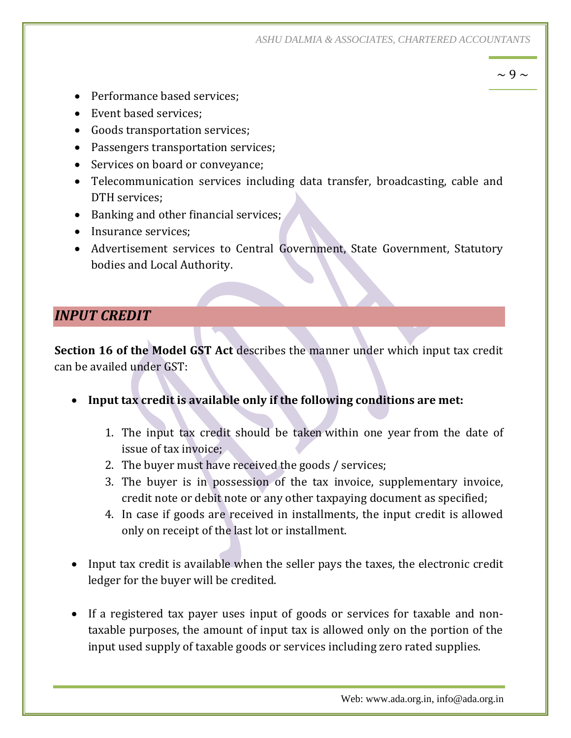- Performance based services;
- Event based services;
- Goods transportation services;
- Passengers transportation services;
- Services on board or conveyance;
- Telecommunication services including data transfer, broadcasting, cable and DTH services;
- Banking and other financial services;
- Insurance services;
- Advertisement services to Central Government, State Government, Statutory bodies and Local Authority.

## *INPUT CREDIT*

**Section 16 of the Model GST Act** describes the manner under which input tax credit can be availed under GST:

- **Input tax credit is available only if the following conditions are met:**

    1. The input tax credit should be taken within one year from the date of issue of tax invoice;
    2. The buyer must have received the goods / services;
    3. The buyer is in possession of the tax invoice, supplementary invoice, credit note or debit note or any other taxpaying document as specified;
    4. In case if goods are received in installments, the input credit is allowed only on receipt of the last lot or installment.

- Input tax credit is available when the seller pays the taxes, the electronic credit ledger for the buyer will be credited.

- If a registered tax payer uses input of goods or services for taxable and non-taxable purposes, the amount of input tax is allowed only on the portion of the input used supply of taxable goods or services including zero rated supplies.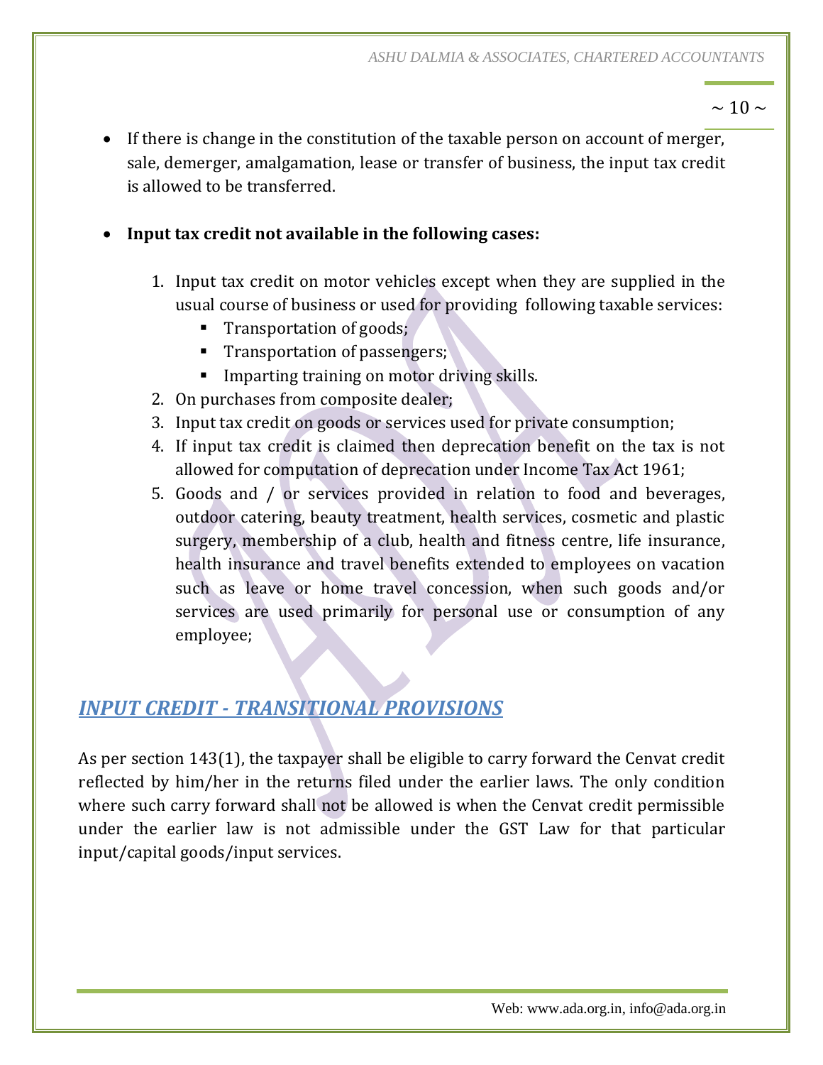- If there is change in the constitution of the taxable person on account of merger, sale, demerger, amalgamation, lease or transfer of business, the input tax credit is allowed to be transferred.

- **Input tax credit not available in the following cases:**

  1. Input tax credit on motor vehicles except when they are supplied in the usual course of business or used for providing following taxable services:
     - Transportation of goods;
     - Transportation of passengers;
     - Imparting training on motor driving skills.
  2. On purchases from composite dealer;
  3. Input tax credit on goods or services used for private consumption;
  4. If input tax credit is claimed then deprecation benefit on the tax is not allowed for computation of deprecation under Income Tax Act 1961;
  5. Goods and / or services provided in relation to food and beverages, outdoor catering, beauty treatment, health services, cosmetic and plastic surgery, membership of a club, health and fitness centre, life insurance, health insurance and travel benefits extended to employees on vacation such as leave or home travel concession, when such goods and/or services are used primarily for personal use or consumption of any employee;

## *INPUT CREDIT - TRANSITIONAL PROVISIONS*

As per section 143(1), the taxpayer shall be eligible to carry forward the Cenvat credit reflected by him/her in the returns filed under the earlier laws. The only condition where such carry forward shall not be allowed is when the Cenvat credit permissible under the earlier law is not admissible under the GST Law for that particular input/capital goods/input services.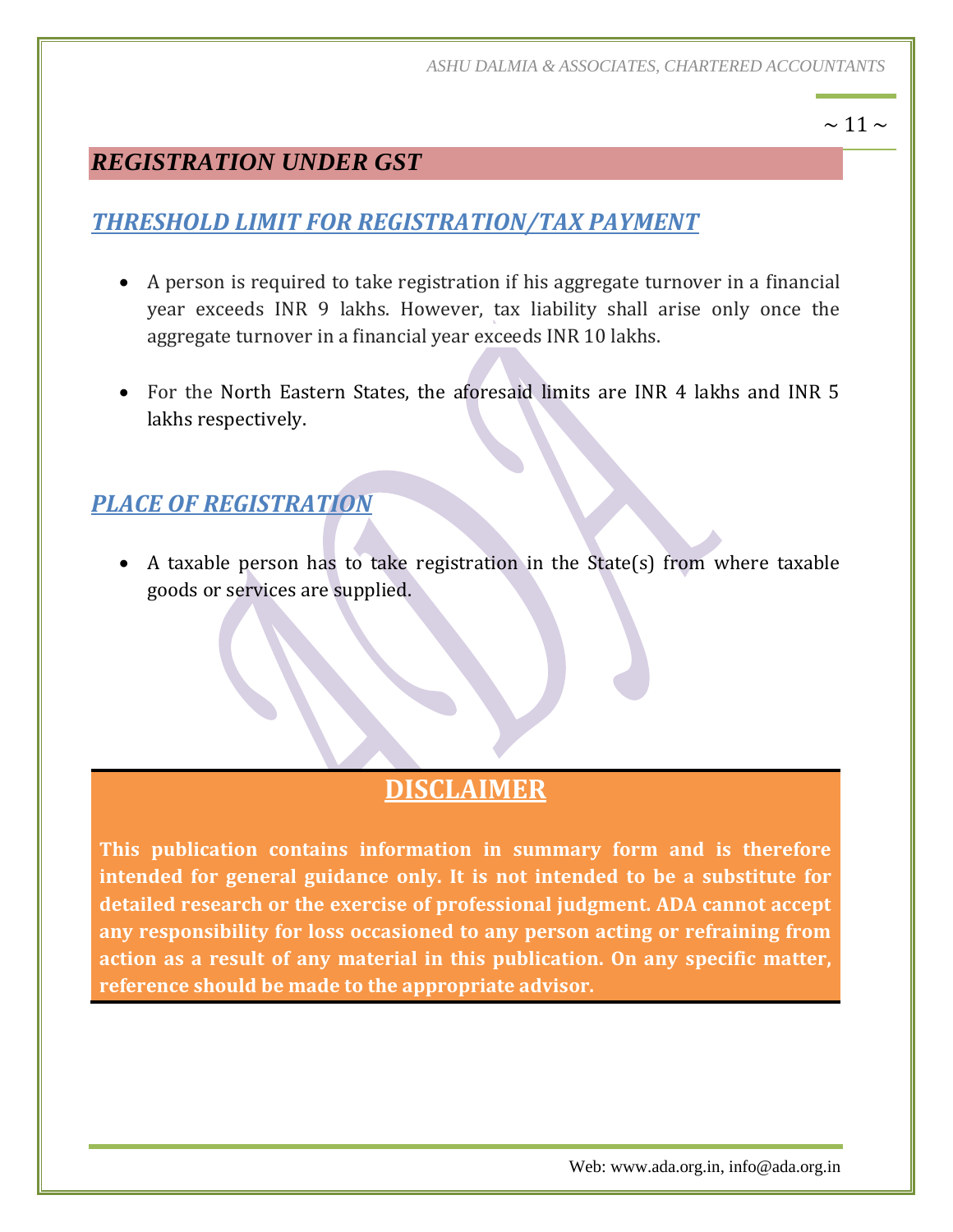## REGISTRATION UNDER GST

### THRESHOLD LIMIT FOR REGISTRATION/TAX PAYMENT

- A person is required to take registration if his aggregate turnover in a financial year exceeds INR 9 lakhs. However, tax liability shall arise only once the aggregate turnover in a financial year exceeds INR 10 lakhs.
- For the North Eastern States, the aforesaid limits are INR 4 lakhs and INR 5 lakhs respectively.

### PLACE OF REGISTRATION

- A taxable person has to take registration in the State(s) from where taxable goods or services are supplied.

## DISCLAIMER

**This publication contains information in summary form and is therefore intended for general guidance only. It is not intended to be a substitute for detailed research or the exercise of professional judgment. ADA cannot accept any responsibility for loss occasioned to any person acting or refraining from action as a result of any material in this publication. On any specific matter, reference should be made to the appropriate advisor.**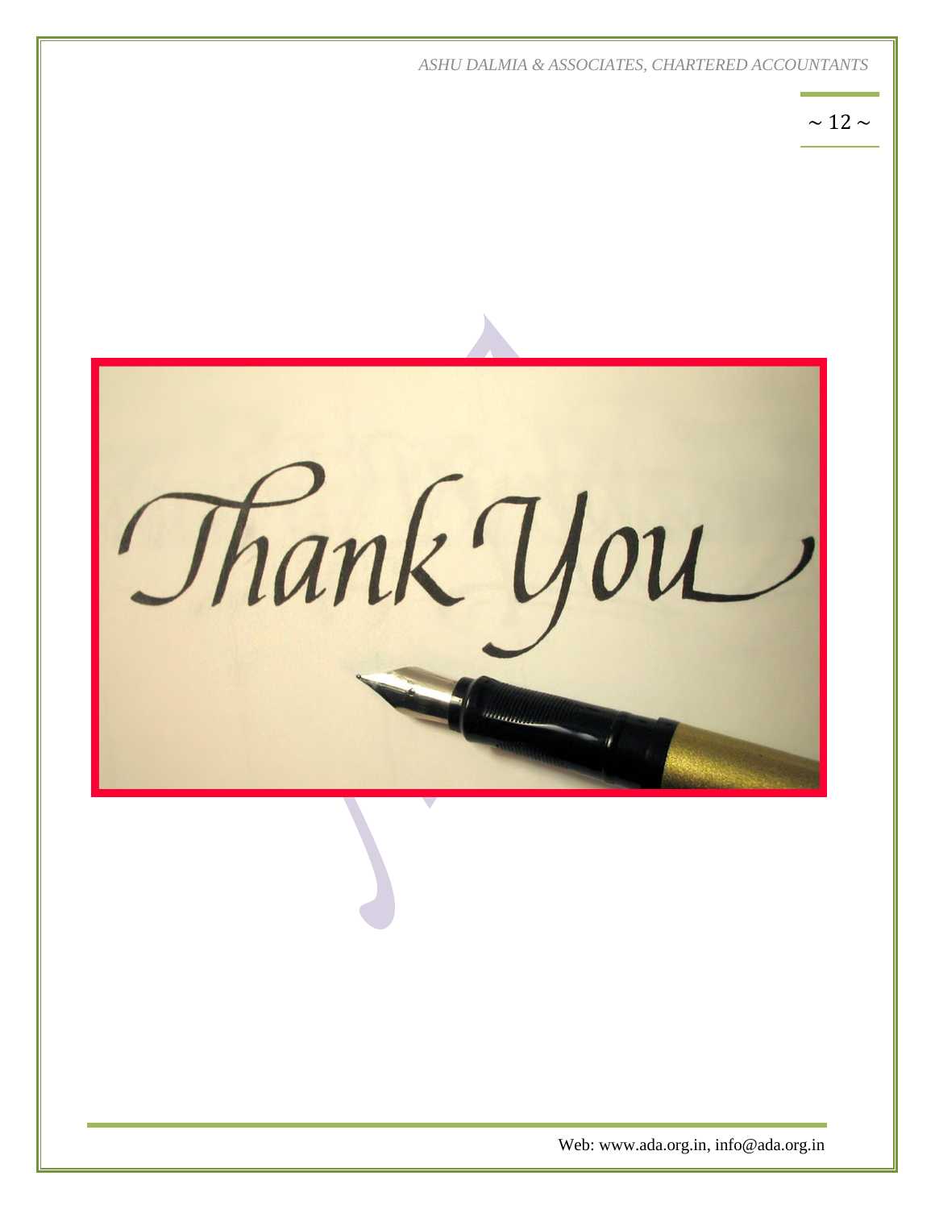Thank You